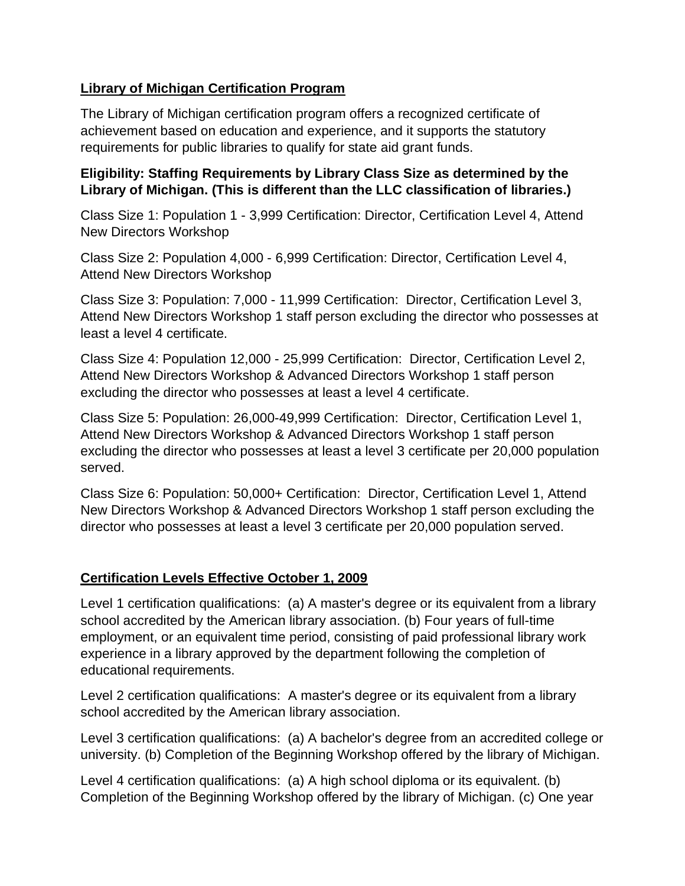## Library of Michigan Certification Program

The Library of Michigan certification program offers a recognized certificate of achievement based on education and experience, and it supports the statutory requirements for public libraries to qualify for state aid grant funds.

**Eligibility: Staffing Requirements by Library Class Size as determined by the Library of Michigan. (This is different than the LLC classification of libraries.)**

Class Size 1: Population 1 - 3,999 Certification: Director, Certification Level 4, Attend New Directors Workshop

Class Size 2: Population 4,000 - 6,999 Certification: Director, Certification Level 4, Attend New Directors Workshop

Class Size 3: Population: 7,000 - 11,999 Certification: Director, Certification Level 3, Attend New Directors Workshop 1 staff person excluding the director who possesses at least a level 4 certificate.

Class Size 4: Population 12,000 - 25,999 Certification: Director, Certification Level 2, Attend New Directors Workshop & Advanced Directors Workshop 1 staff person excluding the director who possesses at least a level 4 certificate.

Class Size 5: Population: 26,000-49,999 Certification: Director, Certification Level 1, Attend New Directors Workshop & Advanced Directors Workshop 1 staff person excluding the director who possesses at least a level 3 certificate per 20,000 population served.

Class Size 6: Population: 50,000+ Certification: Director, Certification Level 1, Attend New Directors Workshop & Advanced Directors Workshop 1 staff person excluding the director who possesses at least a level 3 certificate per 20,000 population served.

## Certification Levels Effective October 1, 2009

Level 1 certification qualifications: (a) A master's degree or its equivalent from a library school accredited by the American library association. (b) Four years of full-time employment, or an equivalent time period, consisting of paid professional library work experience in a library approved by the department following the completion of educational requirements.

Level 2 certification qualifications: A master's degree or its equivalent from a library school accredited by the American library association.

Level 3 certification qualifications: (a) A bachelor's degree from an accredited college or university. (b) Completion of the Beginning Workshop offered by the library of Michigan.

Level 4 certification qualifications: (a) A high school diploma or its equivalent. (b) Completion of the Beginning Workshop offered by the library of Michigan. (c) One year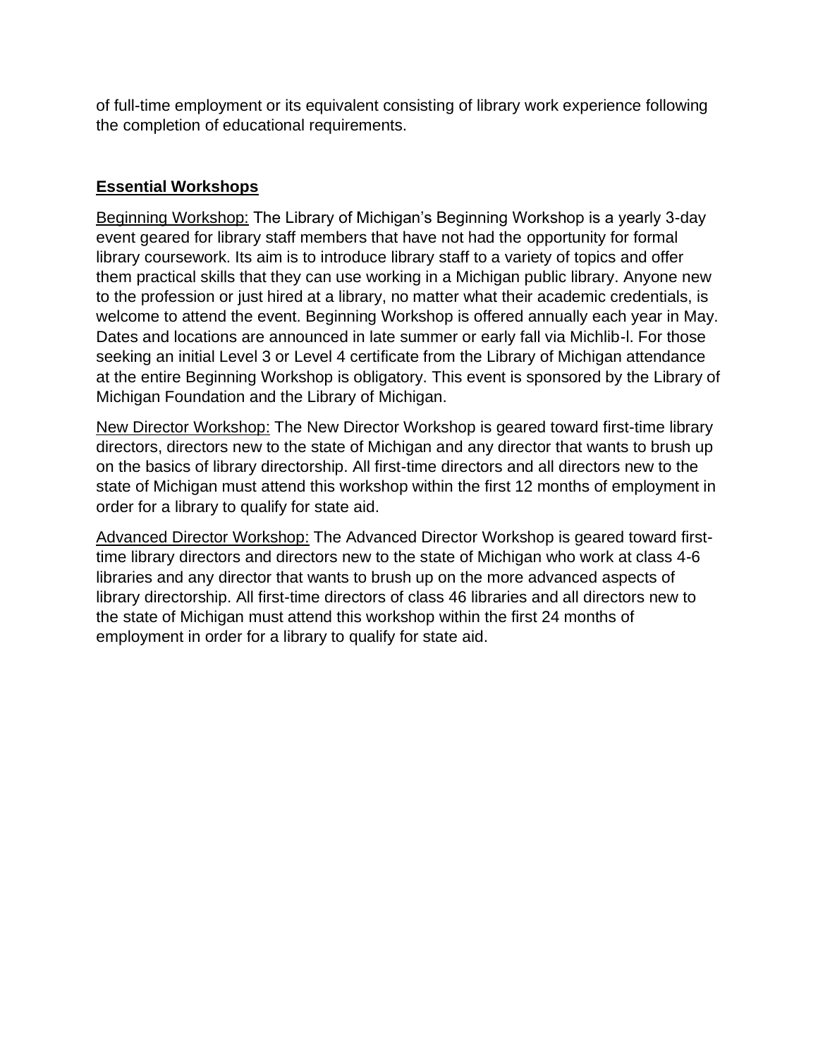of full-time employment or its equivalent consisting of library work experience following the completion of educational requirements.

## Essential Workshops

Beginning Workshop: The Library of Michigan's Beginning Workshop is a yearly 3-day event geared for library staff members that have not had the opportunity for formal library coursework. Its aim is to introduce library staff to a variety of topics and offer them practical skills that they can use working in a Michigan public library. Anyone new to the profession or just hired at a library, no matter what their academic credentials, is welcome to attend the event. Beginning Workshop is offered annually each year in May. Dates and locations are announced in late summer or early fall via Michlib-l. For those seeking an initial Level 3 or Level 4 certificate from the Library of Michigan attendance at the entire Beginning Workshop is obligatory. This event is sponsored by the Library of Michigan Foundation and the Library of Michigan.

New Director Workshop: The New Director Workshop is geared toward first-time library directors, directors new to the state of Michigan and any director that wants to brush up on the basics of library directorship. All first-time directors and all directors new to the state of Michigan must attend this workshop within the first 12 months of employment in order for a library to qualify for state aid.

Advanced Director Workshop: The Advanced Director Workshop is geared toward first-time library directors and directors new to the state of Michigan who work at class 4-6 libraries and any director that wants to brush up on the more advanced aspects of library directorship. All first-time directors of class 46 libraries and all directors new to the state of Michigan must attend this workshop within the first 24 months of employment in order for a library to qualify for state aid.